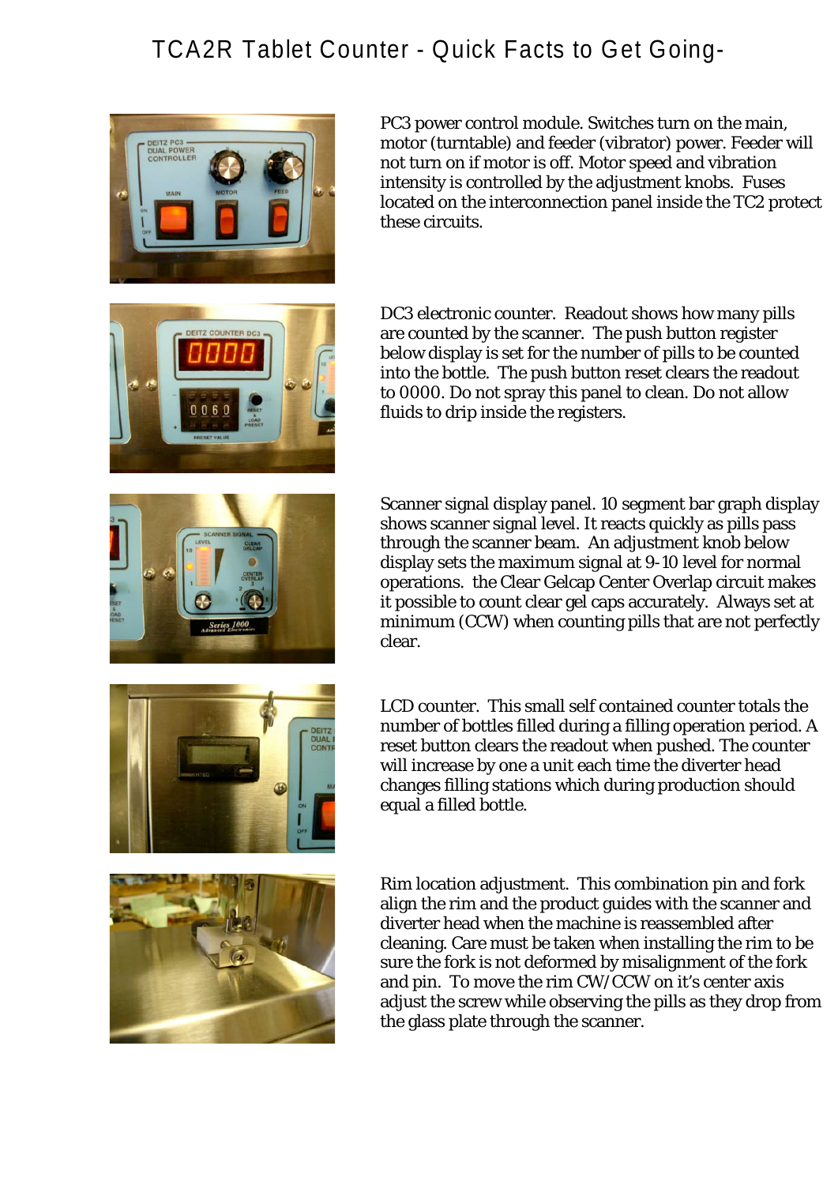# TCA2R Tablet Counter - Quick Facts to Get Going-

PC3 power control module. Switches turn on the main, motor (turntable) and feeder (vibrator) power. Feeder will not turn on if motor is off. Motor speed and vibration intensity is controlled by the adjustment knobs. Fuses located on the interconnection panel inside the TC2 protect these circuits.

DC3 electronic counter. Readout shows how many pills are counted by the scanner. The push button register below display is set for the number of pills to be counted into the bottle. The push button reset clears the readout to 0000. Do not spray this panel to clean. Do not allow fluids to drip inside the registers.

Scanner signal display panel. 10 segment bar graph display shows scanner signal level. It reacts quickly as pills pass through the scanner beam. An adjustment knob below display sets the maximum signal at 9-10 level for normal operations. the Clear Gelcap Center Overlap circuit makes it possible to count clear gel caps accurately. Always set at minimum (CCW) when counting pills that are not perfectly clear.

LCD counter. This small self contained counter totals the number of bottles filled during a filling operation period. A reset button clears the readout when pushed. The counter will increase by one a unit each time the diverter head changes filling stations which during production should equal a filled bottle.

Rim location adjustment. This combination pin and fork align the rim and the product guides with the scanner and diverter head when the machine is reassembled after cleaning. Care must be taken when installing the rim to be sure the fork is not deformed by misalignment of the fork and pin. To move the rim CW/CCW on it's center axis adjust the screw while observing the pills as they drop from the glass plate through the scanner.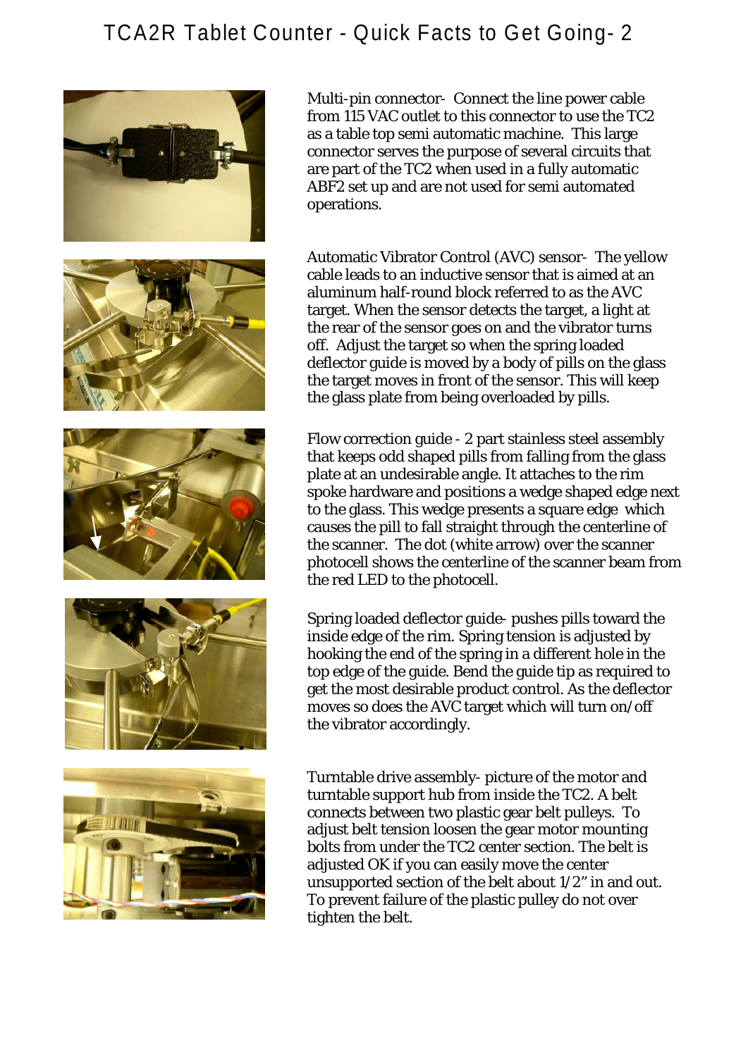# TCA2R Tablet Counter - Quick Facts to Get Going- 2

Multi-pin connector- Connect the line power cable from 115 VAC outlet to this connector to use the TC2 as a table top semi automatic machine. This large connector serves the purpose of several circuits that are part of the TC2 when used in a fully automatic ABF2 set up and are not used for semi automated operations.

Automatic Vibrator Control (AVC) sensor- The yellow cable leads to an inductive sensor that is aimed at an aluminum half-round block referred to as the AVC target. When the sensor detects the target, a light at the rear of the sensor goes on and the vibrator turns off. Adjust the target so when the spring loaded deflector guide is moved by a body of pills on the glass the target moves in front of the sensor. This will keep the glass plate from being overloaded by pills.

Flow correction guide - 2 part stainless steel assembly that keeps odd shaped pills from falling from the glass plate at an undesirable angle. It attaches to the rim spoke hardware and positions a wedge shaped edge next to the glass. This wedge presents a square edge which causes the pill to fall straight through the centerline of the scanner. The dot (white arrow) over the scanner photocell shows the centerline of the scanner beam from the red LED to the photocell.

Spring loaded deflector guide- pushes pills toward the inside edge of the rim. Spring tension is adjusted by hooking the end of the spring in a different hole in the top edge of the guide. Bend the guide tip as required to get the most desirable product control. As the deflector moves so does the AVC target which will turn on/off the vibrator accordingly.

Turntable drive assembly- picture of the motor and turntable support hub from inside the TC2. A belt connects between two plastic gear belt pulleys. To adjust belt tension loosen the gear motor mounting bolts from under the TC2 center section. The belt is adjusted OK if you can easily move the center unsupported section of the belt about 1/2" in and out. To prevent failure of the plastic pulley do not over tighten the belt.